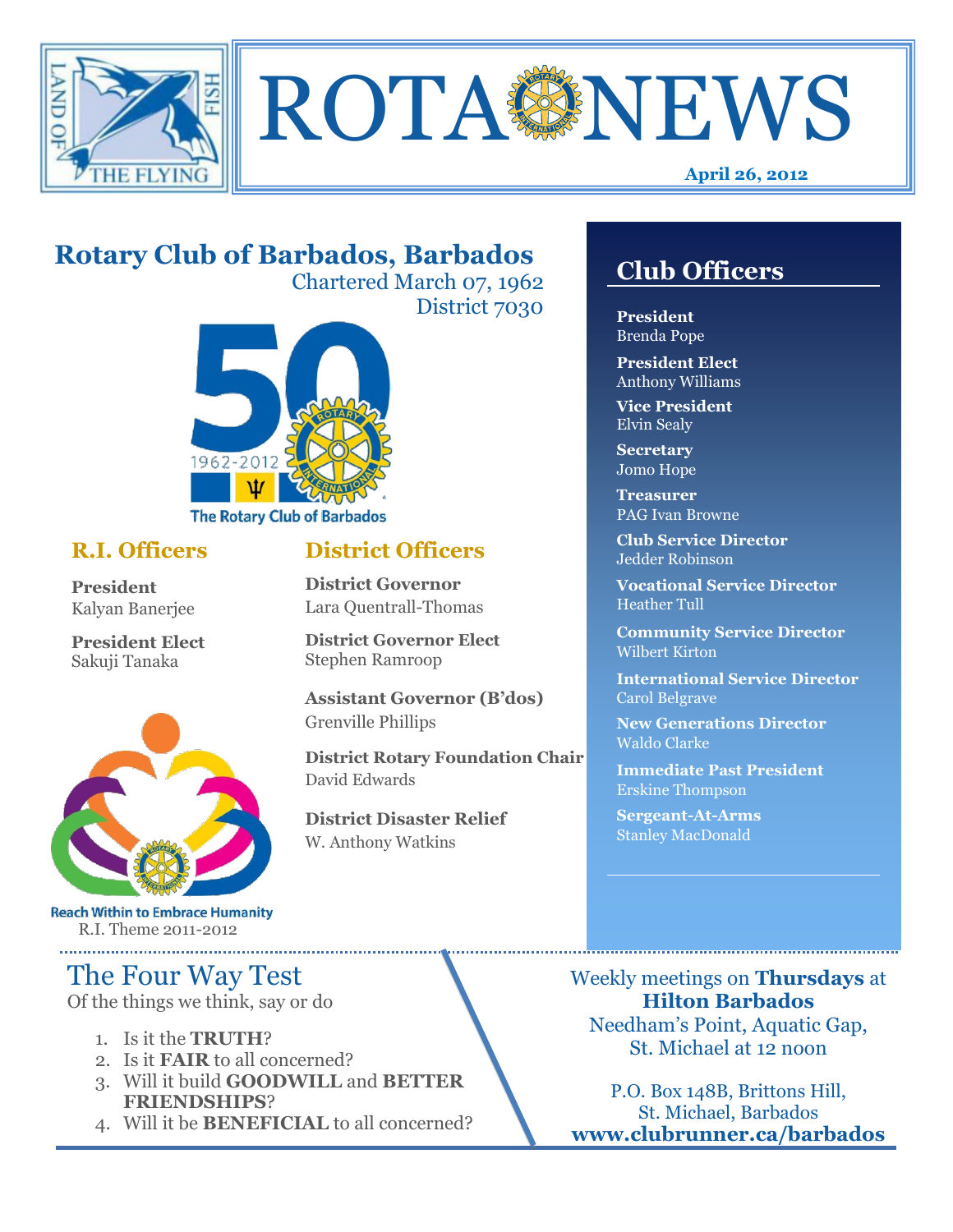# ROTA NEWS

April 26, 2012

## Rotary Club of Barbados, Barbados

Chartered March 07, 1962
District 7030

The Rotary Club of Barbados

### R.I. Officers

**President**
Kalyan Banerjee

**President Elect**
Sakuji Tanaka

Reach Within to Embrace Humanity
R.I. Theme 2011-2012

### District Officers

**District Governor**
Lara Quentrall-Thomas

**District Governor Elect**
Stephen Ramroop

**Assistant Governor (B'dos)**
Grenville Phillips

**District Rotary Foundation Chair**
David Edwards

**District Disaster Relief**
W. Anthony Watkins

## Club Officers

**President**
Brenda Pope

**President Elect**
Anthony Williams

**Vice President**
Elvin Sealy

**Secretary**
Jomo Hope

**Treasurer**
PAG Ivan Browne

**Club Service Director**
Jedder Robinson

**Vocational Service Director**
Heather Tull

**Community Service Director**
Wilbert Kirton

**International Service Director**
Carol Belgrave

**New Generations Director**
Waldo Clarke

**Immediate Past President**
Erskine Thompson

**Sergeant-At-Arms**
Stanley MacDonald

## The Four Way Test

Of the things we think, say or do

1. Is it the **TRUTH**?
2. Is it **FAIR** to all concerned?
3. Will it build **GOODWILL** and **BETTER FRIENDSHIPS**?
4. Will it be **BENEFICIAL** to all concerned?

Weekly meetings on **Thursdays** at **Hilton Barbados**
Needham's Point, Aquatic Gap,
St. Michael at 12 noon

P.O. Box 148B, Brittons Hill,
St. Michael, Barbados
**www.clubrunner.ca/barbados**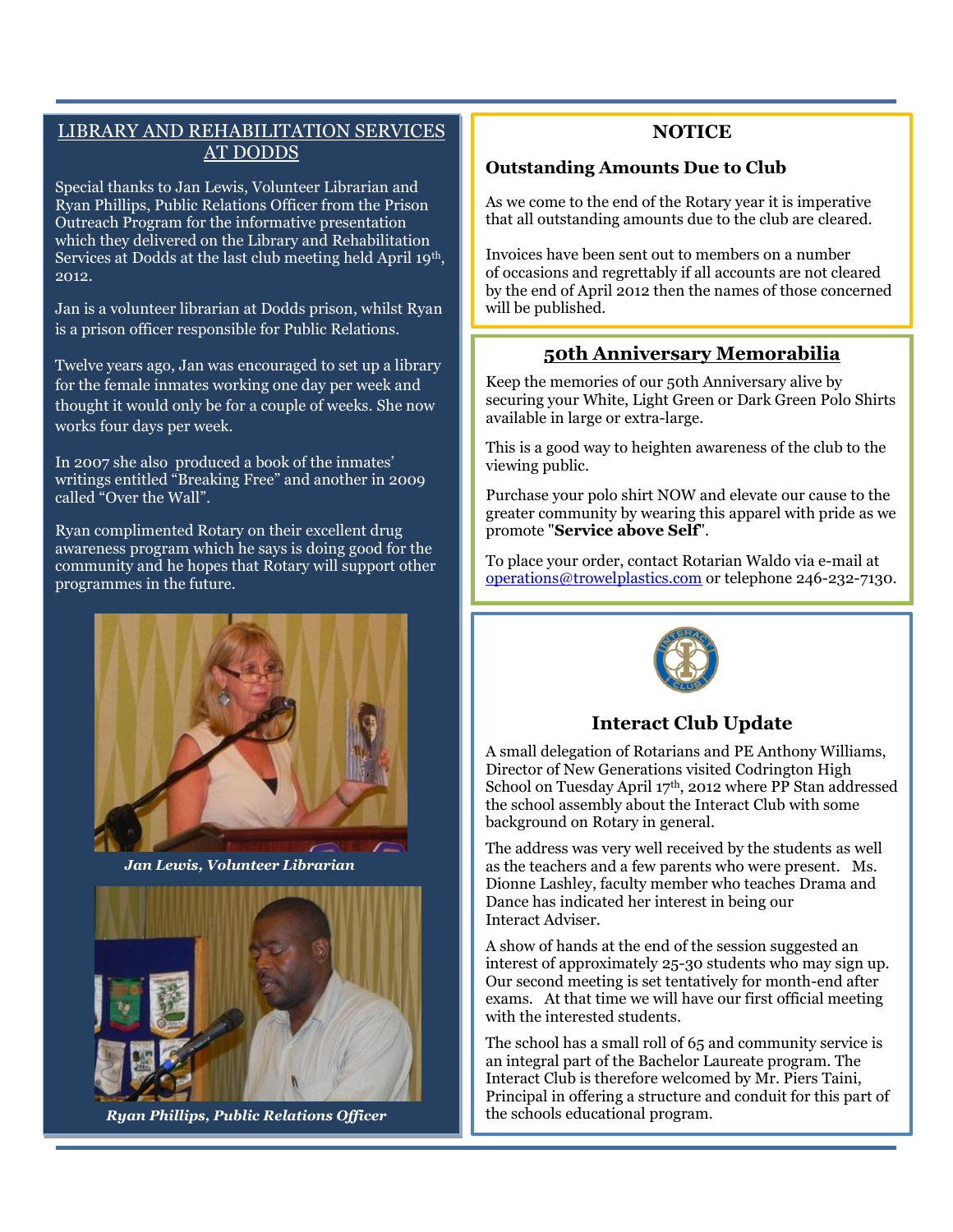## LIBRARY AND REHABILITATION SERVICES AT DODDS

Special thanks to Jan Lewis, Volunteer Librarian and Ryan Phillips, Public Relations Officer from the Prison Outreach Program for the informative presentation which they delivered on the Library and Rehabilitation Services at Dodds at the last club meeting held April 19th, 2012.

Jan is a volunteer librarian at Dodds prison, whilst Ryan is a prison officer responsible for Public Relations.

Twelve years ago, Jan was encouraged to set up a library for the female inmates working one day per week and thought it would only be for a couple of weeks. She now works four days per week.

In 2007 she also produced a book of the inmates' writings entitled "Breaking Free" and another in 2009 called "Over the Wall".

Ryan complimented Rotary on their excellent drug awareness program which he says is doing good for the community and he hopes that Rotary will support other programmes in the future.

*Jan Lewis, Volunteer Librarian*

*Ryan Phillips, Public Relations Officer*

## NOTICE

### Outstanding Amounts Due to Club

As we come to the end of the Rotary year it is imperative that all outstanding amounts due to the club are cleared.

Invoices have been sent out to members on a number of occasions and regrettably if all accounts are not cleared by the end of April 2012 then the names of those concerned will be published.

## 50th Anniversary Memorabilia

Keep the memories of our 50th Anniversary alive by securing your White, Light Green or Dark Green Polo Shirts available in large or extra-large.

This is a good way to heighten awareness of the club to the viewing public.

Purchase your polo shirt NOW and elevate our cause to the greater community by wearing this apparel with pride as we promote "**Service above Self**".

To place your order, contact Rotarian Waldo via e-mail at operations@trowelplastics.com or telephone 246-232-7130.

## Interact Club Update

A small delegation of Rotarians and PE Anthony Williams, Director of New Generations visited Codrington High School on Tuesday April 17th, 2012 where PP Stan addressed the school assembly about the Interact Club with some background on Rotary in general.

The address was very well received by the students as well as the teachers and a few parents who were present. Ms. Dionne Lashley, faculty member who teaches Drama and Dance has indicated her interest in being our Interact Adviser.

A show of hands at the end of the session suggested an interest of approximately 25-30 students who may sign up. Our second meeting is set tentatively for month-end after exams. At that time we will have our first official meeting with the interested students.

The school has a small roll of 65 and community service is an integral part of the Bachelor Laureate program. The Interact Club is therefore welcomed by Mr. Piers Taini, Principal in offering a structure and conduit for this part of the schools educational program.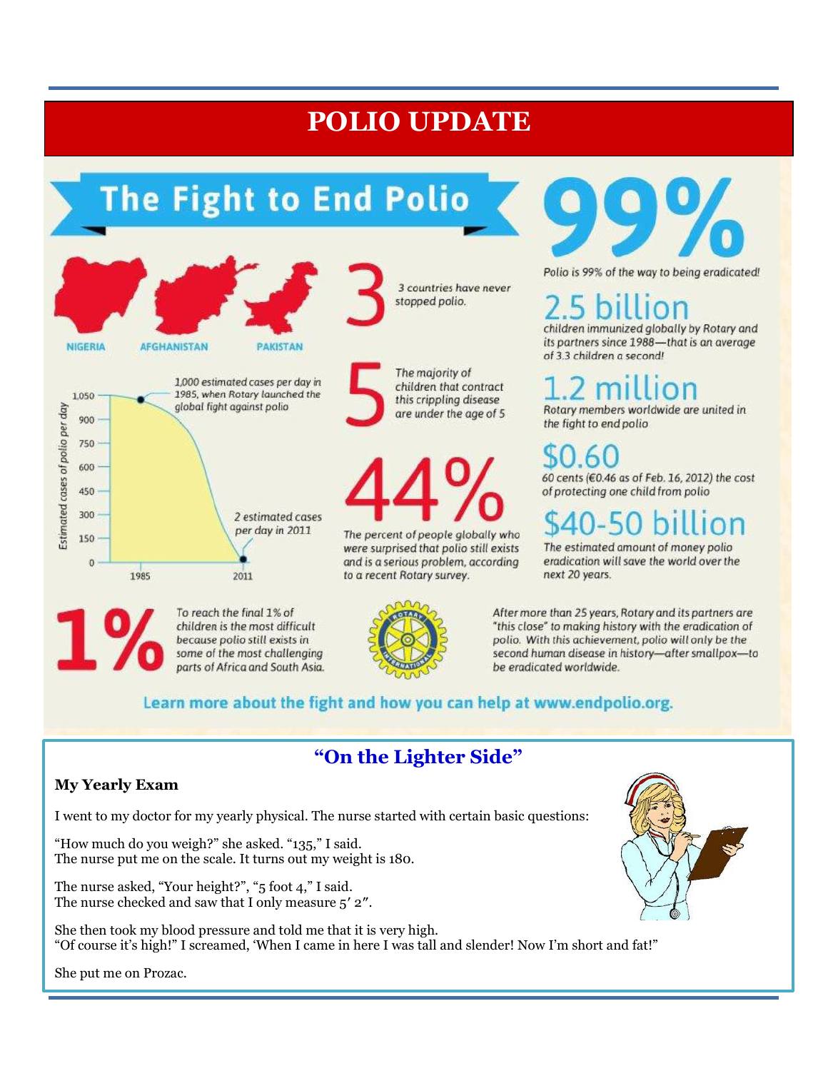# POLIO UPDATE

## The Fight to End Polio

NIGERIA AFGHANISTAN PAKISTAN

**3** 3 countries have never stopped polio.

1,000 estimated cases per day in 1985, when Rotary launched the global fight against polio

2 estimated cases per day in 2011

Estimated cases of polio per day

1,050 / 900 / 750 / 600 / 450 / 300 / 150 / 0

1985 2011

**5** The majority of children that contract this crippling disease are under the age of 5

**44%** The percent of people globally who were surprised that polio still exists and is a serious problem, according to a recent Rotary survey.

**99%** Polio is 99% of the way to being eradicated!

**2.5 billion** children immunized globally by Rotary and its partners since 1988—that is an average of 3.3 children a second!

**1.2 million** Rotary members worldwide are united in the fight to end polio

**$0.60** 60 cents (€0.46 as of Feb. 16, 2012) the cost of protecting one child from polio

**$40-50 billion** The estimated amount of money polio eradication will save the world over the next 20 years.

**1%** To reach the final 1% of children is the most difficult because polio still exists in some of the most challenging parts of Africa and South Asia.

After more than 25 years, Rotary and its partners are "this close" to making history with the eradication of polio. With this achievement, polio will only be the second human disease in history—after smallpox—to be eradicated worldwide.

Learn more about the fight and how you can help at www.endpolio.org.

## "On the Lighter Side"

**My Yearly Exam**

I went to my doctor for my yearly physical. The nurse started with certain basic questions:

"How much do you weigh?" she asked. "135," I said.
The nurse put me on the scale. It turns out my weight is 180.

The nurse asked, "Your height?", "5 foot 4," I said.
The nurse checked and saw that I only measure 5′ 2″.

She then took my blood pressure and told me that it is very high.
"Of course it's high!" I screamed, 'When I came in here I was tall and slender! Now I'm short and fat!"

She put me on Prozac.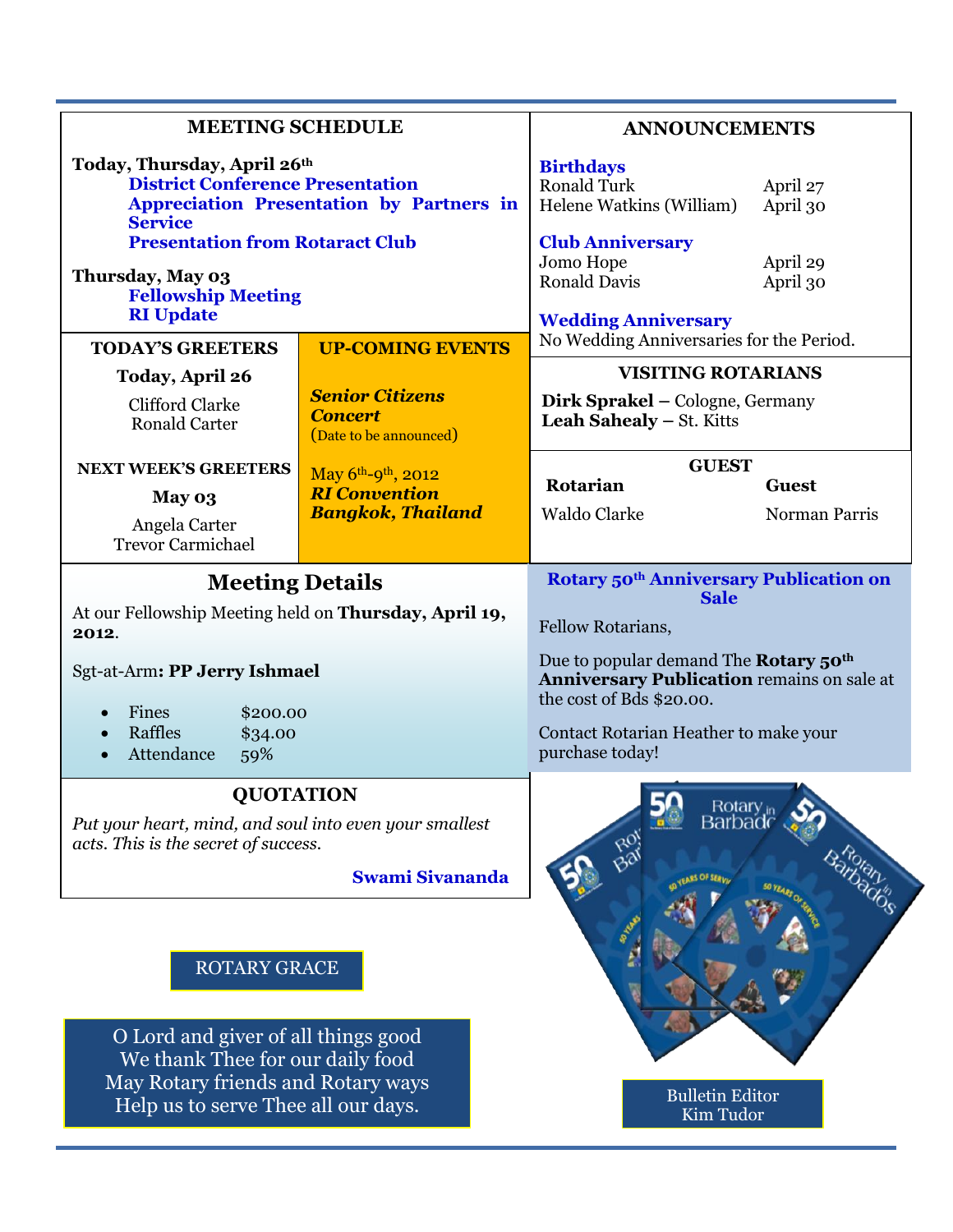## MEETING SCHEDULE

**Today, Thursday, April 26th**

**District Conference Presentation**
**Appreciation Presentation by Partners in Service**
**Presentation from Rotaract Club**

**Thursday, May 03**

**Fellowship Meeting**
**RI Update**

## TODAY'S GREETERS

**Today, April 26**

Clifford Clarke
Ronald Carter

**NEXT WEEK'S GREETERS**

**May 03**

Angela Carter
Trevor Carmichael

## UP-COMING EVENTS

***Senior Citizens Concert***
(Date to be announced)

May 6th-9th, 2012
***RI Convention***
***Bangkok, Thailand***

## ANNOUNCEMENTS

**Birthdays**

| | |
|---|---|
| Ronald Turk | April 27 |
| Helene Watkins (William) | April 30 |

**Club Anniversary**

| | |
|---|---|
| Jomo Hope | April 29 |
| Ronald Davis | April 30 |

**Wedding Anniversary**

No Wedding Anniversaries for the Period.

## VISITING ROTARIANS

**Dirk Sprakel** – Cologne, Germany
**Leah Sahealy** – St. Kitts

## GUEST

| Rotarian | Guest |
|---|---|
| Waldo Clarke | Norman Parris |

## Meeting Details

At our Fellowship Meeting held on **Thursday, April 19, 2012**.

Sgt-at-Arm**: PP Jerry Ishmael**

- Fines $200.00
- Raffles $34.00
- Attendance 59%

## Rotary 50th Anniversary Publication on Sale

Fellow Rotarians,

Due to popular demand The **Rotary 50th Anniversary Publication** remains on sale at the cost of Bds $20.00.

Contact Rotarian Heather to make your purchase today!

## QUOTATION

*Put your heart, mind, and soul into even your smallest acts. This is the secret of success.*

**Swami Sivananda**

## ROTARY GRACE

O Lord and giver of all things good
We thank Thee for our daily food
May Rotary friends and Rotary ways
Help us to serve Thee all our days.

Bulletin Editor
Kim Tudor